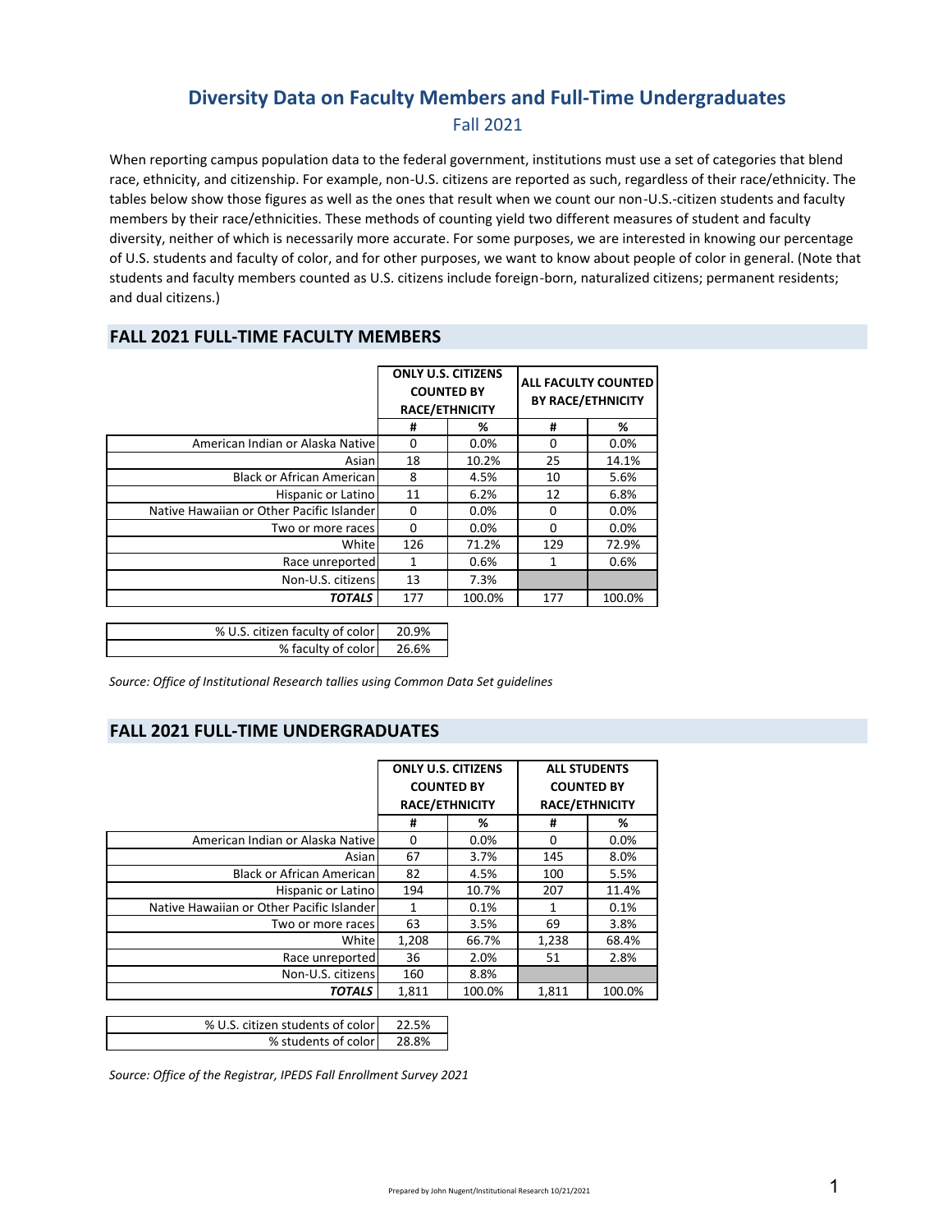# Diversity Data on Faculty Members and Full-Time Undergraduates

Fall 2021

When reporting campus population data to the federal government, institutions must use a set of categories that blend race, ethnicity, and citizenship. For example, non-U.S. citizens are reported as such, regardless of their race/ethnicity. The tables below show those figures as well as the ones that result when we count our non-U.S.-citizen students and faculty members by their race/ethnicities. These methods of counting yield two different measures of student and faculty diversity, neither of which is necessarily more accurate. For some purposes, we are interested in knowing our percentage of U.S. students and faculty of color, and for other purposes, we want to know about people of color in general. (Note that students and faculty members counted as U.S. citizens include foreign-born, naturalized citizens; permanent residents; and dual citizens.)

## FALL 2021 FULL-TIME FACULTY MEMBERS

| | ONLY U.S. CITIZENS COUNTED BY RACE/ETHNICITY | | ALL FACULTY COUNTED BY RACE/ETHNICITY | |
|---|---|---|---|---|
| | # | % | # | % |
| American Indian or Alaska Native | 0 | 0.0% | 0 | 0.0% |
| Asian | 18 | 10.2% | 25 | 14.1% |
| Black or African American | 8 | 4.5% | 10 | 5.6% |
| Hispanic or Latino | 11 | 6.2% | 12 | 6.8% |
| Native Hawaiian or Other Pacific Islander | 0 | 0.0% | 0 | 0.0% |
| Two or more races | 0 | 0.0% | 0 | 0.0% |
| White | 126 | 71.2% | 129 | 72.9% |
| Race unreported | 1 | 0.6% | 1 | 0.6% |
| Non-U.S. citizens | 13 | 7.3% | | |
| ***TOTALS*** | 177 | 100.0% | 177 | 100.0% |

| | |
|---|---|
| % U.S. citizen faculty of color | 20.9% |
| % faculty of color | 26.6% |

*Source: Office of Institutional Research tallies using Common Data Set guidelines*

## FALL 2021 FULL-TIME UNDERGRADUATES

| | ONLY U.S. CITIZENS COUNTED BY RACE/ETHNICITY | | ALL STUDENTS COUNTED BY RACE/ETHNICITY | |
|---|---|---|---|---|
| | # | % | # | % |
| American Indian or Alaska Native | 0 | 0.0% | 0 | 0.0% |
| Asian | 67 | 3.7% | 145 | 8.0% |
| Black or African American | 82 | 4.5% | 100 | 5.5% |
| Hispanic or Latino | 194 | 10.7% | 207 | 11.4% |
| Native Hawaiian or Other Pacific Islander | 1 | 0.1% | 1 | 0.1% |
| Two or more races | 63 | 3.5% | 69 | 3.8% |
| White | 1,208 | 66.7% | 1,238 | 68.4% |
| Race unreported | 36 | 2.0% | 51 | 2.8% |
| Non-U.S. citizens | 160 | 8.8% | | |
| ***TOTALS*** | 1,811 | 100.0% | 1,811 | 100.0% |

| | |
|---|---|
| % U.S. citizen students of color | 22.5% |
| % students of color | 28.8% |

*Source: Office of the Registrar, IPEDS Fall Enrollment Survey 2021*

Prepared by John Nugent/Institutional Research 10/21/2021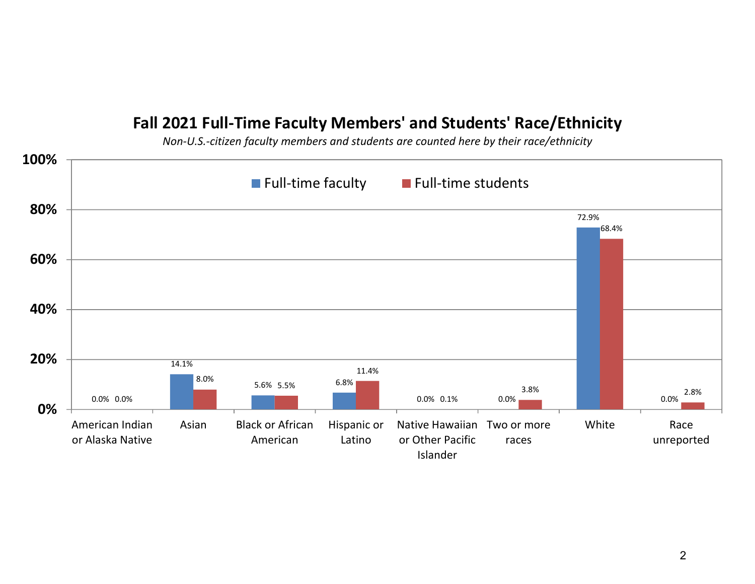## Fall 2021 Full-Time Faculty Members' and Students' Race/Ethnicity

*Non-U.S.-citizen faculty members and students are counted here by their race/ethnicity*

| Race/Ethnicity | Full-time faculty | Full-time students |
|---|---|---|
| American Indian or Alaska Native | 0.0% | 0.0% |
| Asian | 14.1% | 8.0% |
| Black or African American | 5.6% | 5.5% |
| Hispanic or Latino | 6.8% | 11.4% |
| Native Hawaiian or Other Pacific Islander | 0.0% | 0.1% |
| Two or more races | 0.0% | 3.8% |
| White | 72.9% | 68.4% |
| Race unreported | 0.0% | 2.8% |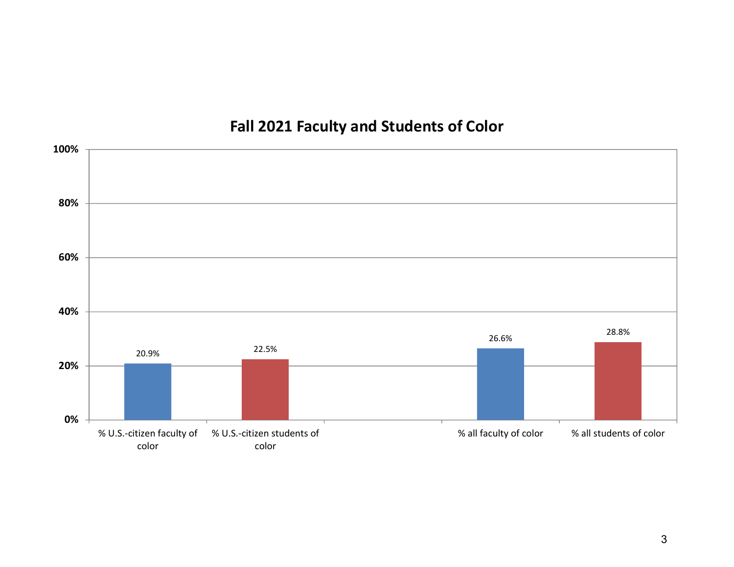## Fall 2021 Faculty and Students of Color

| Category | Percentage |
| --- | --- |
| % U.S.-citizen faculty of color | 20.9% |
| % U.S.-citizen students of color | 22.5% |
| % all faculty of color | 26.6% |
| % all students of color | 28.8% |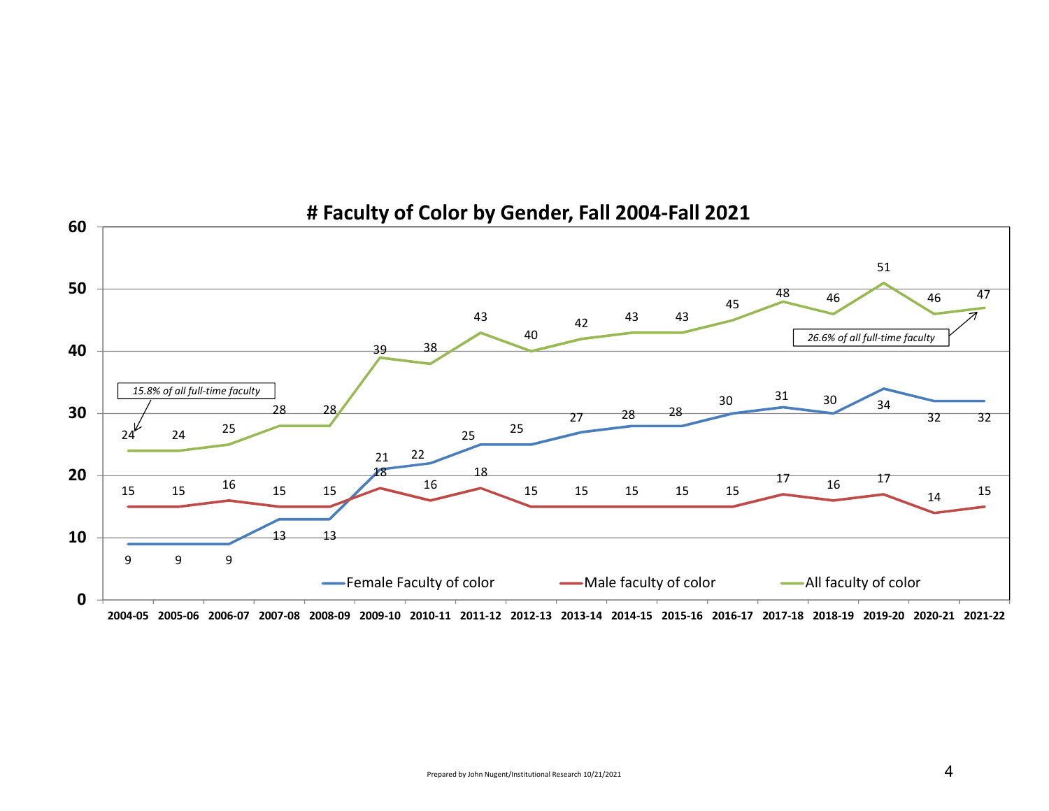# # Faculty of Color by Gender, Fall 2004-Fall 2021

| Year | Female Faculty of color | Male faculty of color | All faculty of color |
|---|---|---|---|
| 2004-05 | 9 | 15 | 24 |
| 2005-06 | 9 | 15 | 24 |
| 2006-07 | 9 | 16 | 25 |
| 2007-08 | 13 | 15 | 28 |
| 2008-09 | 13 | 15 | 28 |
| 2009-10 | 21 | 18 | 39 |
| 2010-11 | 22 | 16 | 38 |
| 2011-12 | 25 | 18 | 43 |
| 2012-13 | 25 | 15 | 40 |
| 2013-14 | 27 | 15 | 42 |
| 2014-15 | 28 | 15 | 43 |
| 2015-16 | 28 | 15 | 43 |
| 2016-17 | 30 | 15 | 45 |
| 2017-18 | 31 | 17 | 48 |
| 2018-19 | 30 | 16 | 46 |
| 2019-20 | 34 | 17 | 51 |
| 2020-21 | 32 | 14 | 46 |
| 2021-22 | 32 | 15 | 47 |

*2004-05: 15.8% of all full-time faculty*

*2021-22: 26.6% of all full-time faculty*

Prepared by John Nugent/Institutional Research 10/21/2021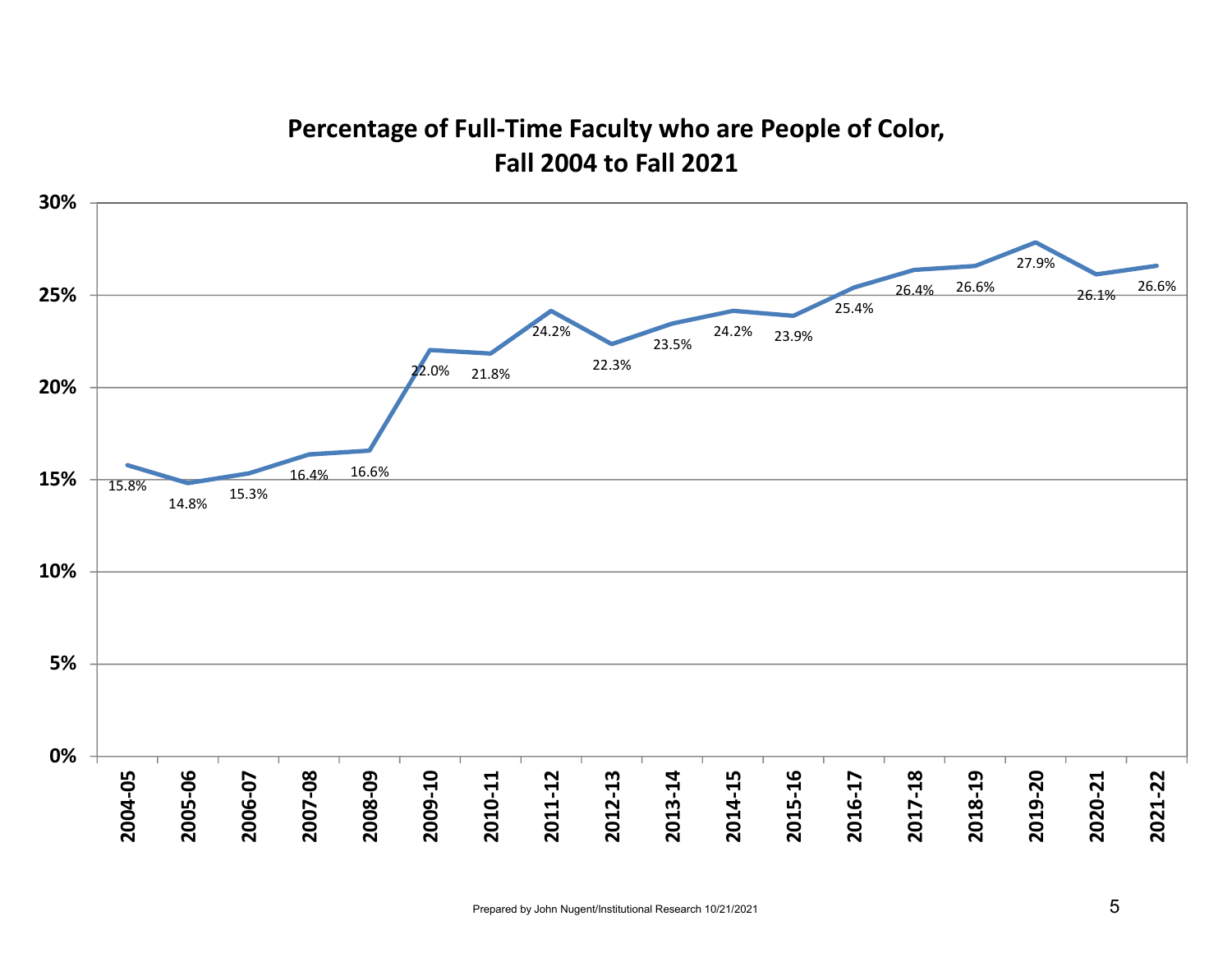# Percentage of Full-Time Faculty who are People of Color, Fall 2004 to Fall 2021

| Year | Percentage |
|---|---|
| 2004-05 | 15.8% |
| 2005-06 | 14.8% |
| 2006-07 | 15.3% |
| 2007-08 | 16.4% |
| 2008-09 | 16.6% |
| 2009-10 | 22.0% |
| 2010-11 | 21.8% |
| 2011-12 | 24.2% |
| 2012-13 | 22.3% |
| 2013-14 | 23.5% |
| 2014-15 | 24.2% |
| 2015-16 | 23.9% |
| 2016-17 | 25.4% |
| 2017-18 | 26.4% |
| 2018-19 | 26.6% |
| 2019-20 | 27.9% |
| 2020-21 | 26.1% |
| 2021-22 | 26.6% |

Prepared by John Nugent/Institutional Research 10/21/2021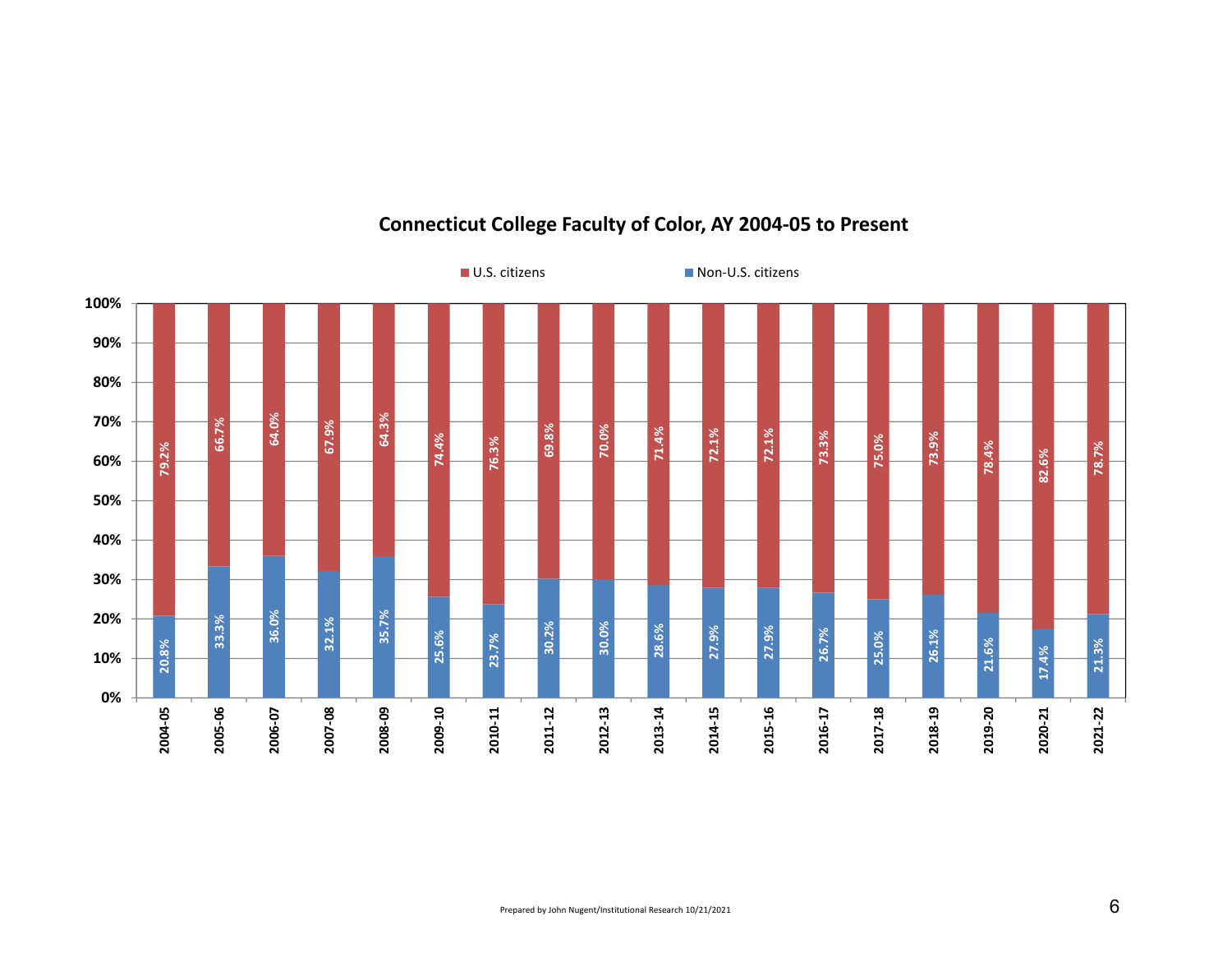## Connecticut College Faculty of Color, AY 2004-05 to Present

| Academic Year | U.S. citizens | Non-U.S. citizens |
| --- | --- | --- |
| 2004-05 | 79.2% | 20.8% |
| 2005-06 | 66.7% | 33.3% |
| 2006-07 | 64.0% | 36.0% |
| 2007-08 | 67.9% | 32.1% |
| 2008-09 | 64.3% | 35.7% |
| 2009-10 | 74.4% | 25.6% |
| 2010-11 | 76.3% | 23.7% |
| 2011-12 | 69.8% | 30.2% |
| 2012-13 | 70.0% | 30.0% |
| 2013-14 | 71.4% | 28.6% |
| 2014-15 | 72.1% | 27.9% |
| 2015-16 | 72.1% | 27.9% |
| 2016-17 | 73.3% | 26.7% |
| 2017-18 | 75.0% | 25.0% |
| 2018-19 | 73.9% | 26.1% |
| 2019-20 | 78.4% | 21.6% |
| 2020-21 | 82.6% | 17.4% |
| 2021-22 | 78.7% | 21.3% |

Prepared by John Nugent/Institutional Research 10/21/2021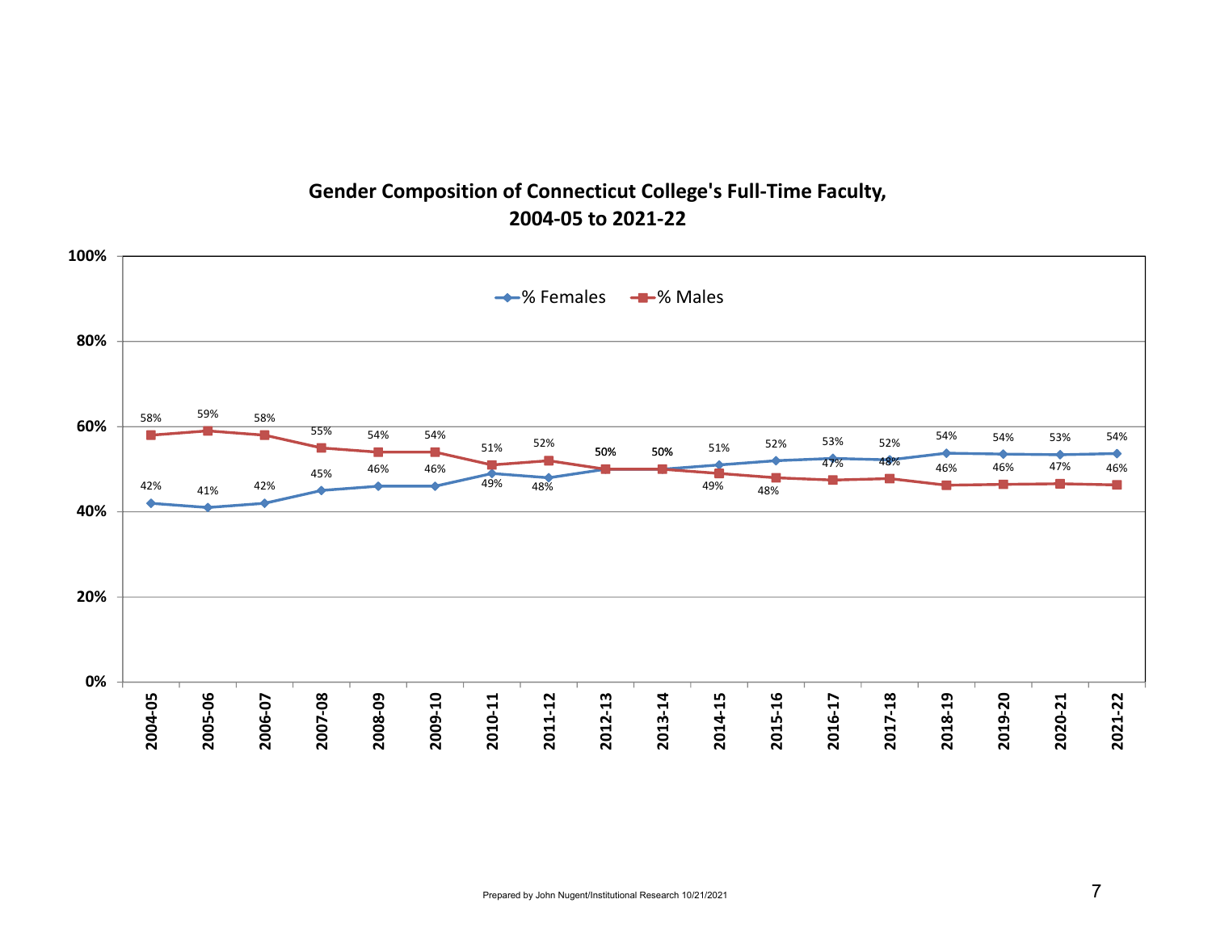# Gender Composition of Connecticut College's Full-Time Faculty, 2004-05 to 2021-22

| Year | % Females | % Males |
|---|---|---|
| 2004-05 | 42% | 58% |
| 2005-06 | 41% | 59% |
| 2006-07 | 42% | 58% |
| 2007-08 | 45% | 55% |
| 2008-09 | 46% | 54% |
| 2009-10 | 46% | 54% |
| 2010-11 | 49% | 51% |
| 2011-12 | 48% | 52% |
| 2012-13 | 50% | 50% |
| 2013-14 | 50% | 50% |
| 2014-15 | 51% | 49% |
| 2015-16 | 52% | 48% |
| 2016-17 | 53% | 47% |
| 2017-18 | 52% | 48% |
| 2018-19 | 54% | 46% |
| 2019-20 | 54% | 46% |
| 2020-21 | 53% | 47% |
| 2021-22 | 54% | 46% |

Prepared by John Nugent/Institutional Research 10/21/2021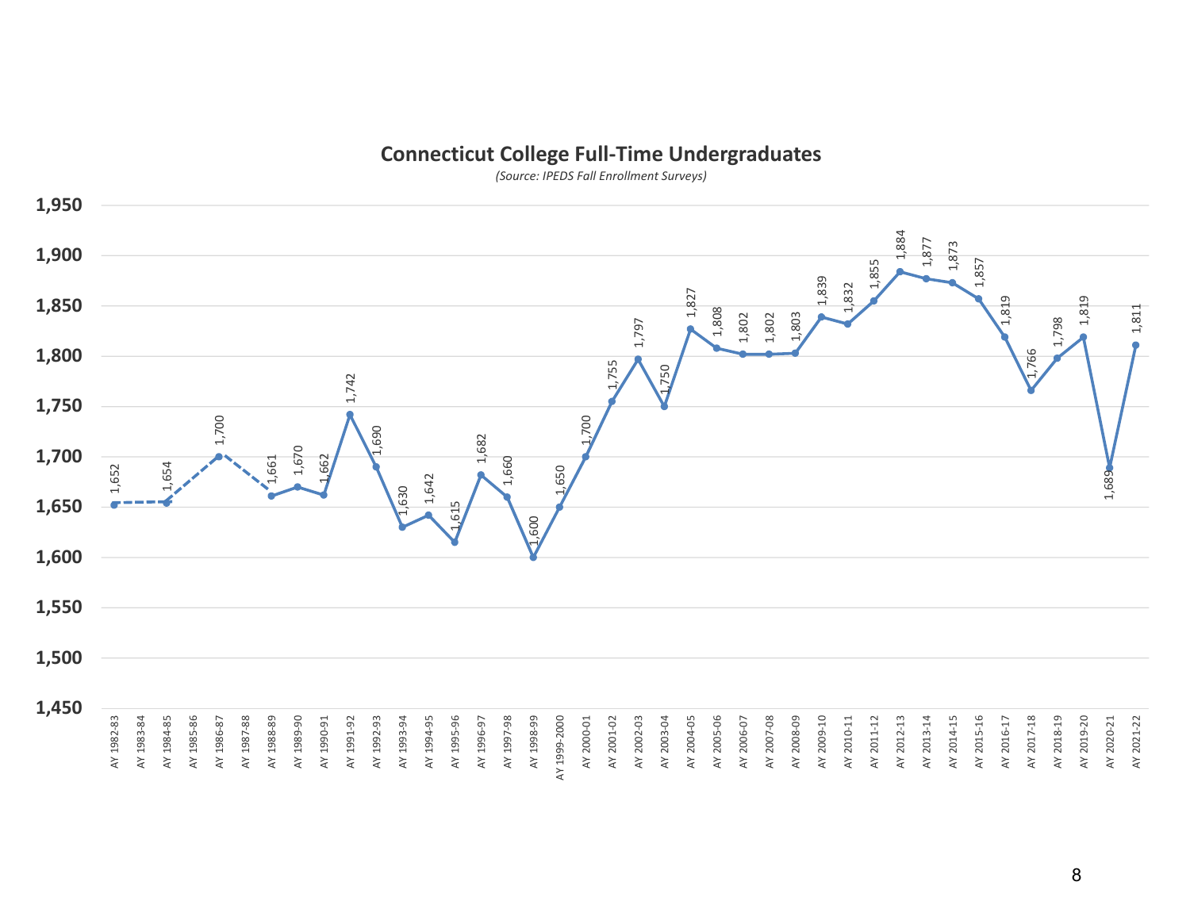## Connecticut College Full-Time Undergraduates

*(Source: IPEDS Fall Enrollment Surveys)*

| Academic Year | Full-Time Undergraduates |
|---|---|
| AY 1982-83 | 1,652 |
| AY 1983-84 | |
| AY 1984-85 | 1,654 |
| AY 1985-86 | |
| AY 1986-87 | 1,700 |
| AY 1987-88 | |
| AY 1988-89 | 1,661 |
| AY 1989-90 | 1,670 |
| AY 1990-91 | 1,662 |
| AY 1991-92 | 1,742 |
| AY 1992-93 | 1,690 |
| AY 1993-94 | 1,630 |
| AY 1994-95 | 1,642 |
| AY 1995-96 | 1,615 |
| AY 1996-97 | 1,682 |
| AY 1997-98 | 1,660 |
| AY 1998-99 | 1,600 |
| AY 1999-2000 | 1,650 |
| AY 2000-01 | 1,700 |
| AY 2001-02 | 1,755 |
| AY 2002-03 | 1,797 |
| AY 2003-04 | 1,750 |
| AY 2004-05 | 1,827 |
| AY 2005-06 | 1,808 |
| AY 2006-07 | 1,802 |
| AY 2007-08 | 1,802 |
| AY 2008-09 | 1,803 |
| AY 2009-10 | 1,839 |
| AY 2010-11 | 1,832 |
| AY 2011-12 | 1,855 |
| AY 2012-13 | 1,884 |
| AY 2013-14 | 1,877 |
| AY 2014-15 | 1,873 |
| AY 2015-16 | 1,857 |
| AY 2016-17 | 1,819 |
| AY 2017-18 | 1,766 |
| AY 2018-19 | 1,798 |
| AY 2019-20 | 1,819 |
| AY 2020-21 | 1,689 |
| AY 2021-22 | 1,811 |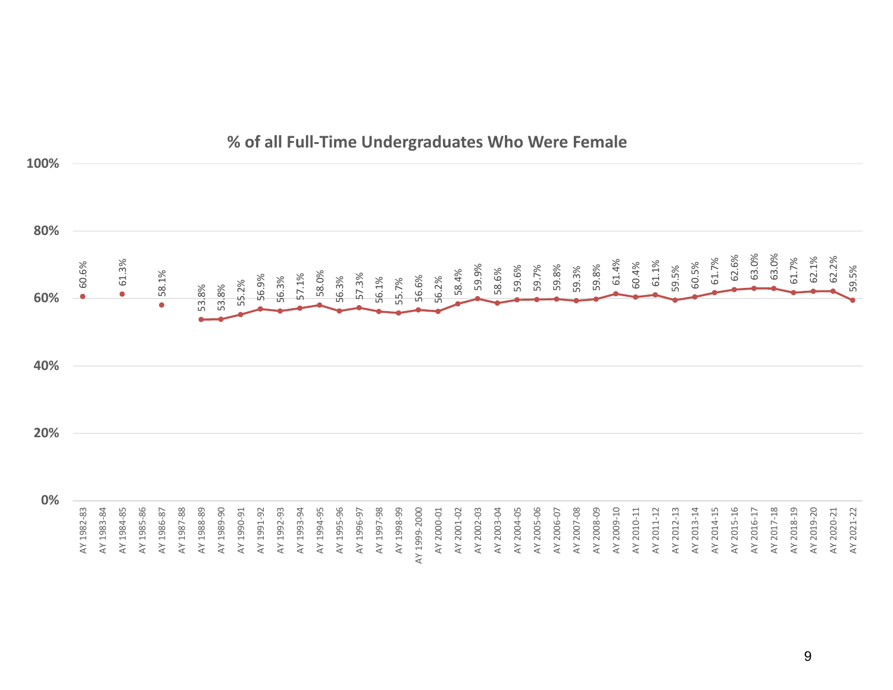## % of all Full-Time Undergraduates Who Were Female

| Academic Year | % Female |
|---|---|
| AY 1982-83 | 60.6% |
| AY 1983-84 | |
| AY 1984-85 | 61.3% |
| AY 1985-86 | |
| AY 1986-87 | 58.1% |
| AY 1987-88 | |
| AY 1988-89 | 53.8% |
| AY 1989-90 | 53.8% |
| AY 1990-91 | 55.2% |
| AY 1991-92 | 56.9% |
| AY 1992-93 | 56.3% |
| AY 1993-94 | 57.1% |
| AY 1994-95 | 58.0% |
| AY 1995-96 | 56.3% |
| AY 1996-97 | 57.3% |
| AY 1997-98 | 56.1% |
| AY 1998-99 | 55.7% |
| AY 1999-2000 | 56.6% |
| AY 2000-01 | 56.2% |
| AY 2001-02 | 58.4% |
| AY 2002-03 | 59.9% |
| AY 2003-04 | 58.6% |
| AY 2004-05 | 59.6% |
| AY 2005-06 | 59.7% |
| AY 2006-07 | 59.8% |
| AY 2007-08 | 59.3% |
| AY 2008-09 | 59.8% |
| AY 2009-10 | 61.4% |
| AY 2010-11 | 60.4% |
| AY 2011-12 | 61.1% |
| AY 2012-13 | 59.5% |
| AY 2013-14 | 60.5% |
| AY 2014-15 | 61.7% |
| AY 2015-16 | 62.6% |
| AY 2016-17 | 63.0% |
| AY 2017-18 | 63.0% |
| AY 2018-19 | 61.7% |
| AY 2019-20 | 62.1% |
| AY 2020-21 | 62.2% |
| AY 2021-22 | 59.5% |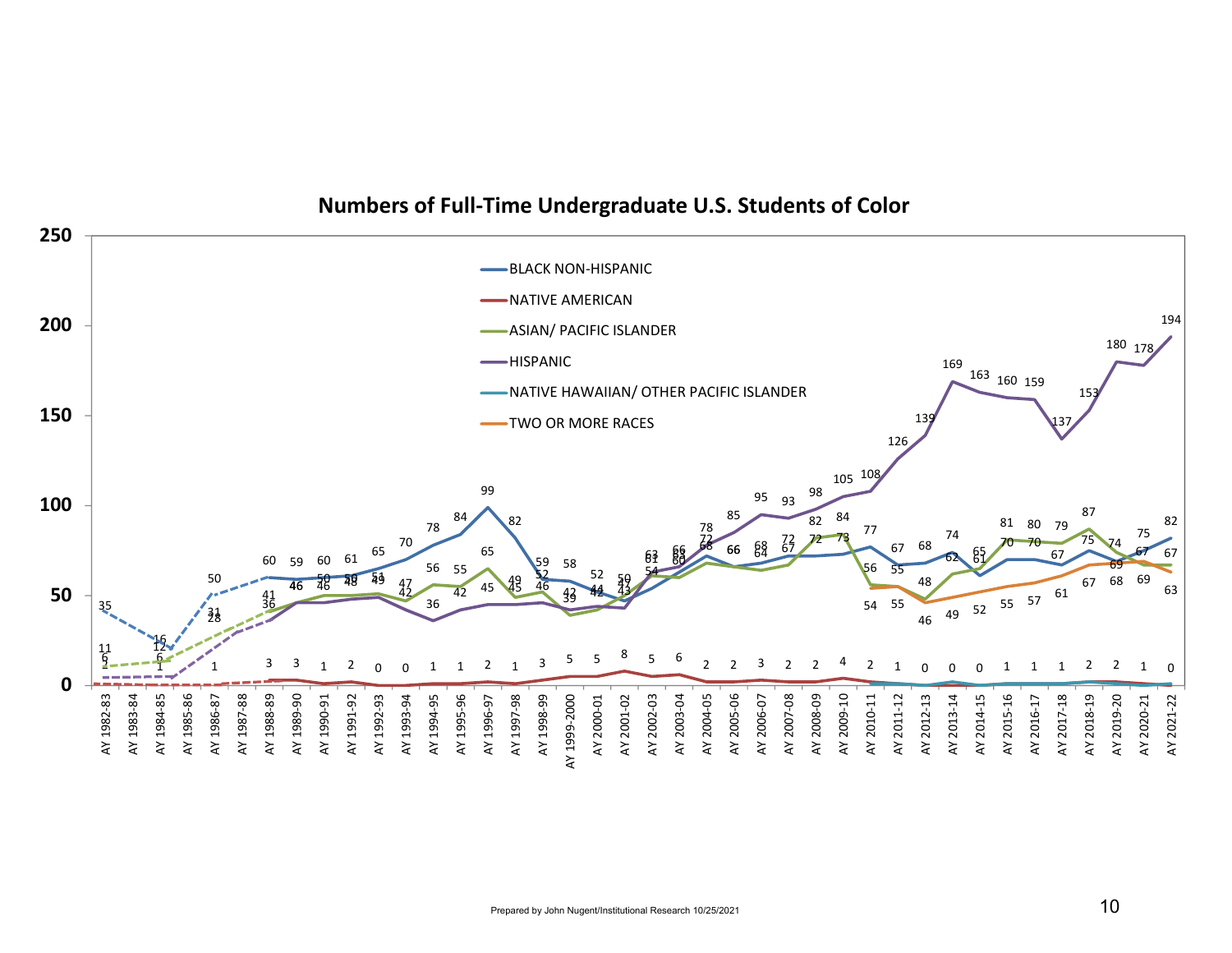## Numbers of Full-Time Undergraduate U.S. Students of Color

| Academic Year | Black Non-Hispanic | Native American | Asian/ Pacific Islander | Hispanic | Native Hawaiian/ Other Pacific Islander | Two or More Races |
|---|---|---|---|---|---|---|
| AY 1982-83 | 35 | 2 | 11 | 6 | | |
| AY 1984-85 | 16 | 1 | 12 | 6 | | |
| AY 1986-87 | 50 | 1 | 31 | 28 | | |
| AY 1988-89 | 60 | 3 | 41 | 36 | | |
| AY 1989-90 | 59 | 3 | 46 | 46 | | |
| AY 1990-91 | 60 | 1 | 50 | 46 | | |
| AY 1991-92 | 61 | 2 | 50 | 48 | | |
| AY 1992-93 | 65 | 0 | 51 | 49 | | |
| AY 1993-94 | 70 | 0 | 47 | 42 | | |
| AY 1994-95 | 78 | 1 | 56 | 36 | | |
| AY 1995-96 | 84 | 1 | 55 | 42 | | |
| AY 1996-97 | 99 | 2 | 65 | 45 | | |
| AY 1997-98 | 82 | 1 | 49 | 45 | | |
| AY 1998-99 | 59 | 3 | 52 | 46 | | |
| AY 1999-2000 | 58 | 5 | 39 | 42 | | |
| AY 2000-01 | 52 | 5 | 42 | 44 | | |
| AY 2001-02 | 47 | 8 | 50 | 43 | | |
| AY 2002-03 | 54 | 5 | 61 | 63 | | |
| AY 2003-04 | 63 | 6 | 60 | 66 | | |
| AY 2004-05 | 72 | 2 | 68 | 78 | | |
| AY 2005-06 | 66 | 2 | 66 | 85 | | |
| AY 2006-07 | 68 | 3 | 64 | 95 | | |
| AY 2007-08 | 72 | 2 | 67 | 93 | | |
| AY 2008-09 | 72 | 2 | 82 | 98 | | |
| AY 2009-10 | 73 | 4 | 84 | 105 | | |
| AY 2010-11 | 77 | 2 | 56 | 108 | | 54 |
| AY 2011-12 | 67 | 1 | 55 | 126 | | 55 |
| AY 2012-13 | 68 | 0 | 48 | 139 | | 46 |
| AY 2013-14 | 74 | 0 | 62 | 169 | | 49 |
| AY 2014-15 | 61 | 0 | 65 | 163 | | 52 |
| AY 2015-16 | 70 | 1 | 81 | 160 | | 55 |
| AY 2016-17 | 70 | 1 | 80 | 159 | | 57 |
| AY 2017-18 | 67 | 1 | 79 | 137 | | 61 |
| AY 2018-19 | 75 | 2 | 87 | 153 | | 67 |
| AY 2019-20 | 69 | 2 | 74 | 180 | | 68 |
| AY 2020-21 | 75 | 1 | 67 | 178 | | 69 |
| AY 2021-22 | 82 | 0 | 67 | 194 | | 63 |

Prepared by John Nugent/Institutional Research 10/25/2021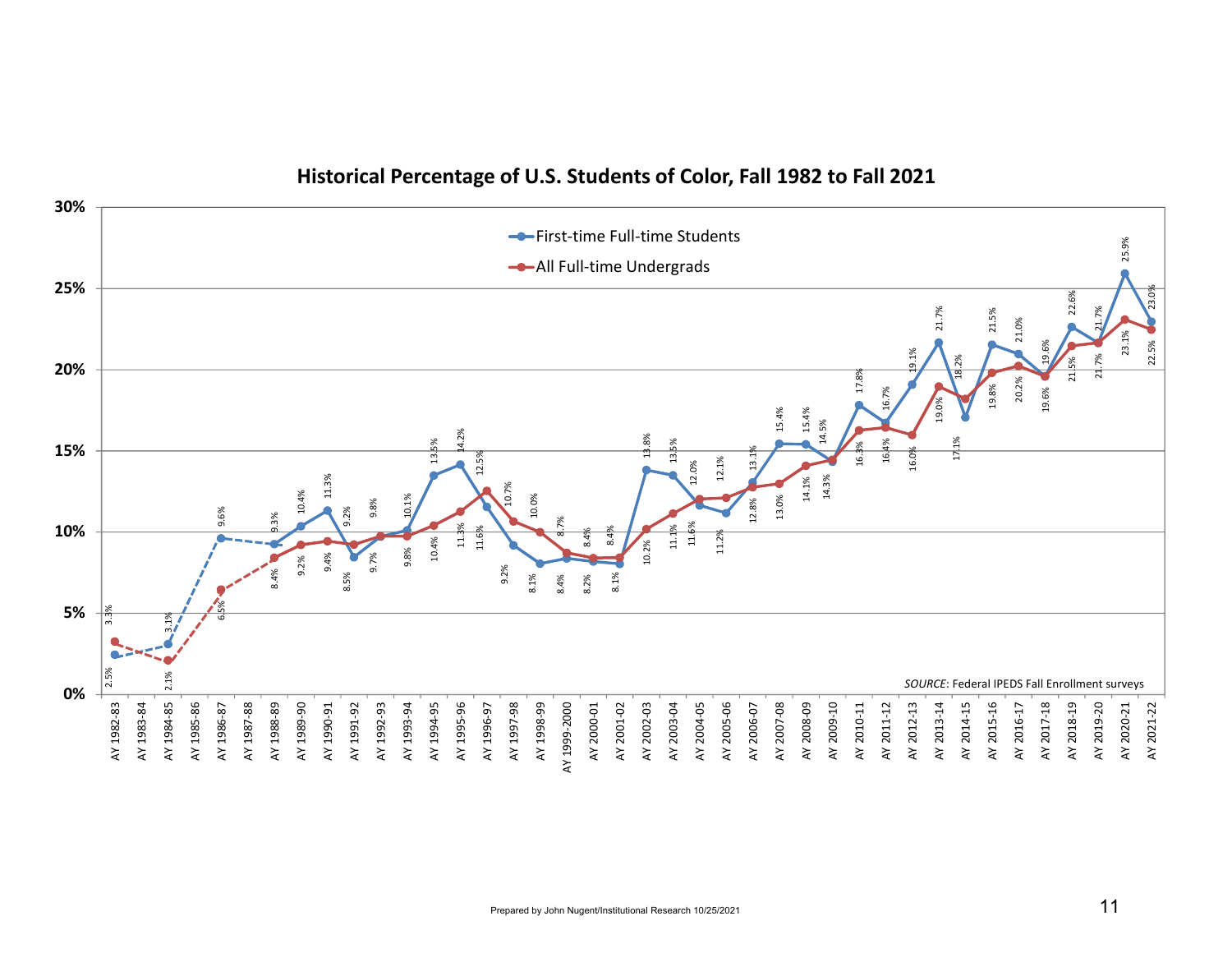## Historical Percentage of U.S. Students of Color, Fall 1982 to Fall 2021

| Academic Year | First-time Full-time Students | All Full-time Undergrads |
|---|---|---|
| AY 1982-83 | 2.5% | 3.3% |
| AY 1983-84 | | |
| AY 1984-85 | 3.1% | 2.1% |
| AY 1985-86 | | |
| AY 1986-87 | 9.6% | 6.5% |
| AY 1987-88 | | |
| AY 1988-89 | 9.3% | 8.4% |
| AY 1989-90 | 10.4% | 9.2% |
| AY 1990-91 | 11.3% | 9.4% |
| AY 1991-92 | 8.5% | 9.2% |
| AY 1992-93 | 9.8% | 9.7% |
| AY 1993-94 | 10.1% | 9.8% |
| AY 1994-95 | 13.5% | 10.4% |
| AY 1995-96 | 14.2% | 11.3% |
| AY 1996-97 | 11.6% | 12.5% |
| AY 1997-98 | 9.2% | 10.7% |
| AY 1998-99 | 8.1% | 10.0% |
| AY 1999-2000 | 8.4% | 8.7% |
| AY 2000-01 | 8.2% | 8.4% |
| AY 2001-02 | 8.1% | 8.4% |
| AY 2002-03 | 13.8% | 10.2% |
| AY 2003-04 | 13.5% | 11.1% |
| AY 2004-05 | 11.6% | 12.0% |
| AY 2005-06 | 11.2% | 12.1% |
| AY 2006-07 | 13.1% | 12.8% |
| AY 2007-08 | 15.4% | 13.0% |
| AY 2008-09 | 15.4% | 14.1% |
| AY 2009-10 | 14.3% | 14.5% |
| AY 2010-11 | 17.8% | 16.3% |
| AY 2011-12 | 16.7% | 16.4% |
| AY 2012-13 | 19.1% | 16.0% |
| AY 2013-14 | 21.7% | 19.0% |
| AY 2014-15 | 17.1% | 18.2% |
| AY 2015-16 | 21.5% | 19.8% |
| AY 2016-17 | 21.0% | 20.2% |
| AY 2017-18 | 19.6% | 19.6% |
| AY 2018-19 | 22.6% | 21.5% |
| AY 2019-20 | 21.7% | 21.7% |
| AY 2020-21 | 25.9% | 23.1% |
| AY 2021-22 | 23.0% | 22.5% |

*SOURCE*: Federal IPEDS Fall Enrollment surveys

Prepared by John Nugent/Institutional Research 10/25/2021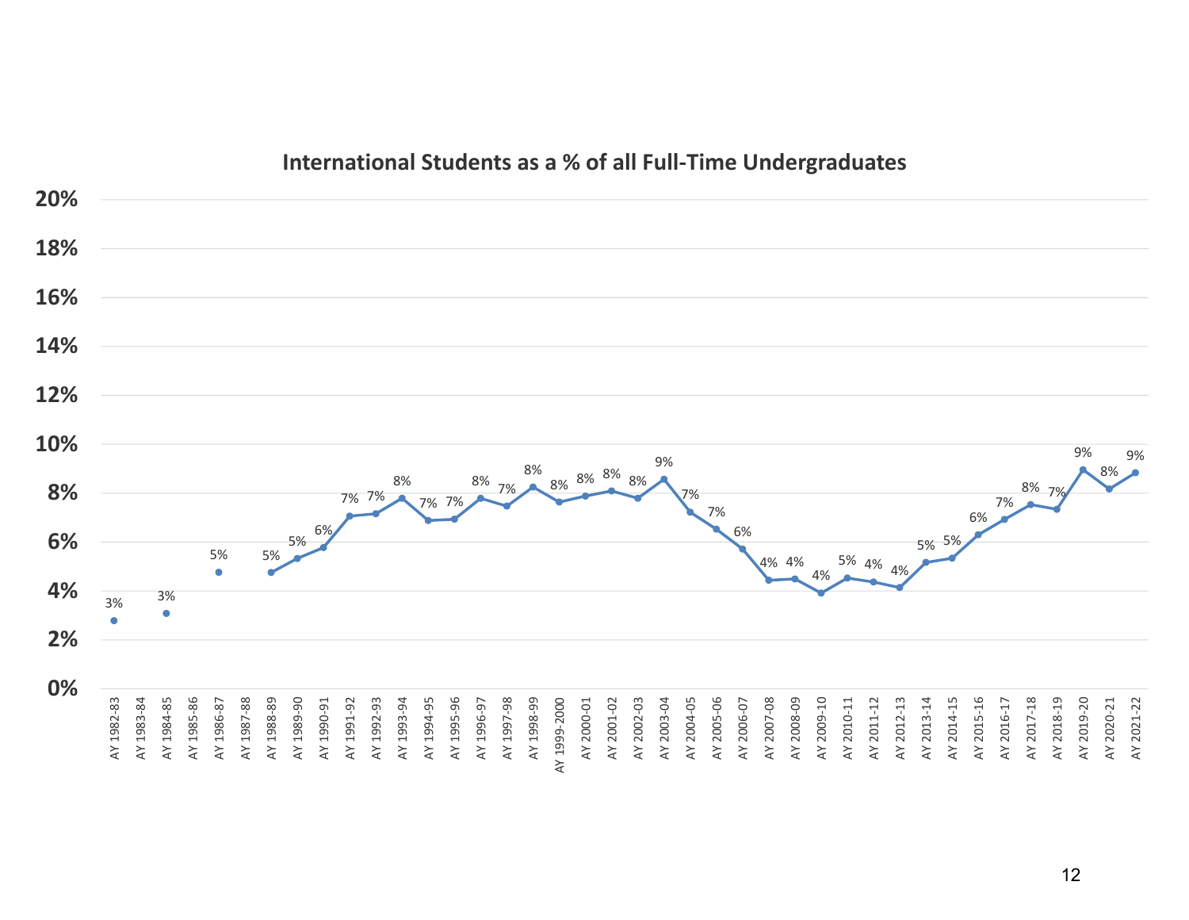**International Students as a % of all Full-Time Undergraduates**

20%
18%
16%
14%
12%
10%
8%
6%
4%
2%
0%

3% 3% 5% 5% 5% 6% 7% 7% 8% 7% 7% 8% 7% 8% 8% 8% 8% 8% 9% 7% 7% 6% 4% 4% 4% 5% 4% 4% 5% 5% 6% 7% 8% 7% 9% 8% 9%

AY 1982-83
AY 1983-84
AY 1984-85
AY 1985-86
AY 1986-87
AY 1987-88
AY 1988-89
AY 1989-90
AY 1990-91
AY 1991-92
AY 1992-93
AY 1993-94
AY 1994-95
AY 1995-96
AY 1996-97
AY 1997-98
AY 1998-99
AY 1999-2000
AY 2000-01
AY 2001-02
AY 2002-03
AY 2003-04
AY 2004-05
AY 2005-06
AY 2006-07
AY 2007-08
AY 2008-09
AY 2009-10
AY 2010-11
AY 2011-12
AY 2012-13
AY 2013-14
AY 2014-15
AY 2015-16
AY 2016-17
AY 2017-18
AY 2018-19
AY 2019-20
AY 2020-21
AY 2021-22